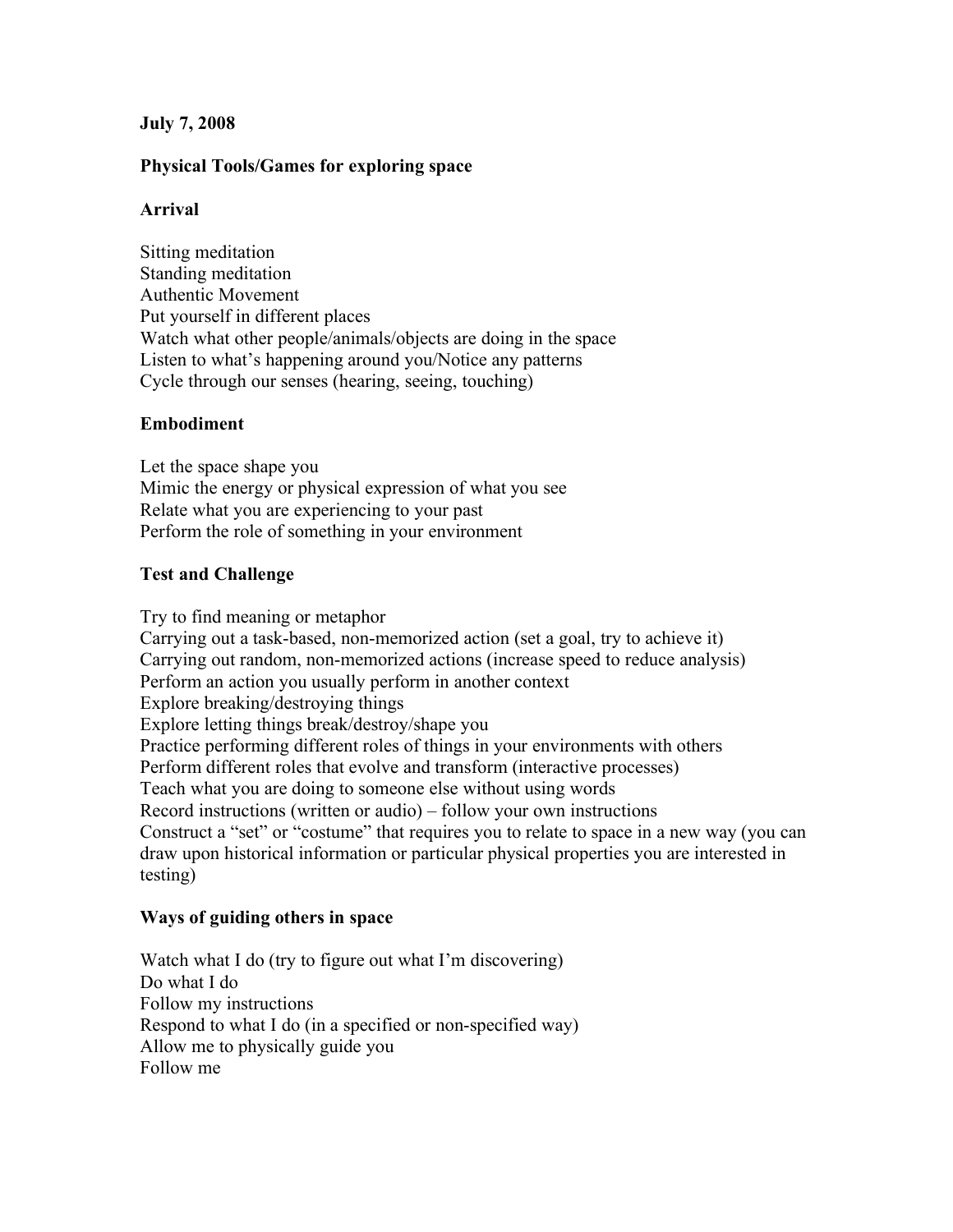**July 7, 2008**

## Physical Tools/Games for exploring space

### Arrival

Sitting meditation
Standing meditation
Authentic Movement
Put yourself in different places
Watch what other people/animals/objects are doing in the space
Listen to what's happening around you/Notice any patterns
Cycle through our senses (hearing, seeing, touching)

### Embodiment

Let the space shape you
Mimic the energy or physical expression of what you see
Relate what you are experiencing to your past
Perform the role of something in your environment

### Test and Challenge

Try to find meaning or metaphor
Carrying out a task-based, non-memorized action (set a goal, try to achieve it)
Carrying out random, non-memorized actions (increase speed to reduce analysis)
Perform an action you usually perform in another context
Explore breaking/destroying things
Explore letting things break/destroy/shape you
Practice performing different roles of things in your environments with others
Perform different roles that evolve and transform (interactive processes)
Teach what you are doing to someone else without using words
Record instructions (written or audio) – follow your own instructions
Construct a "set" or "costume" that requires you to relate to space in a new way (you can draw upon historical information or particular physical properties you are interested in testing)

### Ways of guiding others in space

Watch what I do (try to figure out what I'm discovering)
Do what I do
Follow my instructions
Respond to what I do (in a specified or non-specified way)
Allow me to physically guide you
Follow me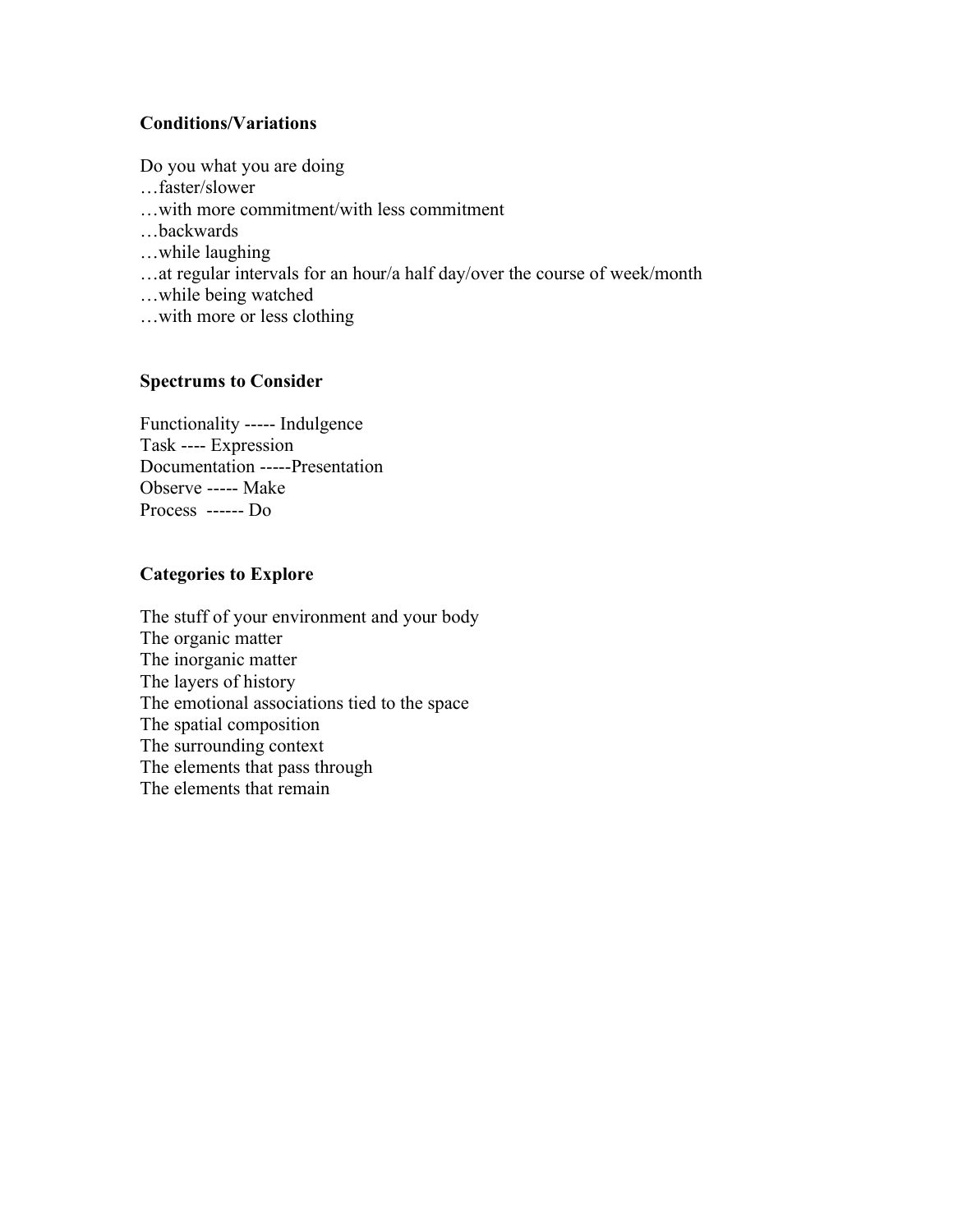**Conditions/Variations**

Do you what you are doing
…faster/slower
…with more commitment/with less commitment
…backwards
…while laughing
…at regular intervals for an hour/a half day/over the course of week/month
…while being watched
…with more or less clothing

**Spectrums to Consider**

Functionality ----- Indulgence
Task ---- Expression
Documentation -----Presentation
Observe ----- Make
Process ------ Do

**Categories to Explore**

The stuff of your environment and your body
The organic matter
The inorganic matter
The layers of history
The emotional associations tied to the space
The spatial composition
The surrounding context
The elements that pass through
The elements that remain